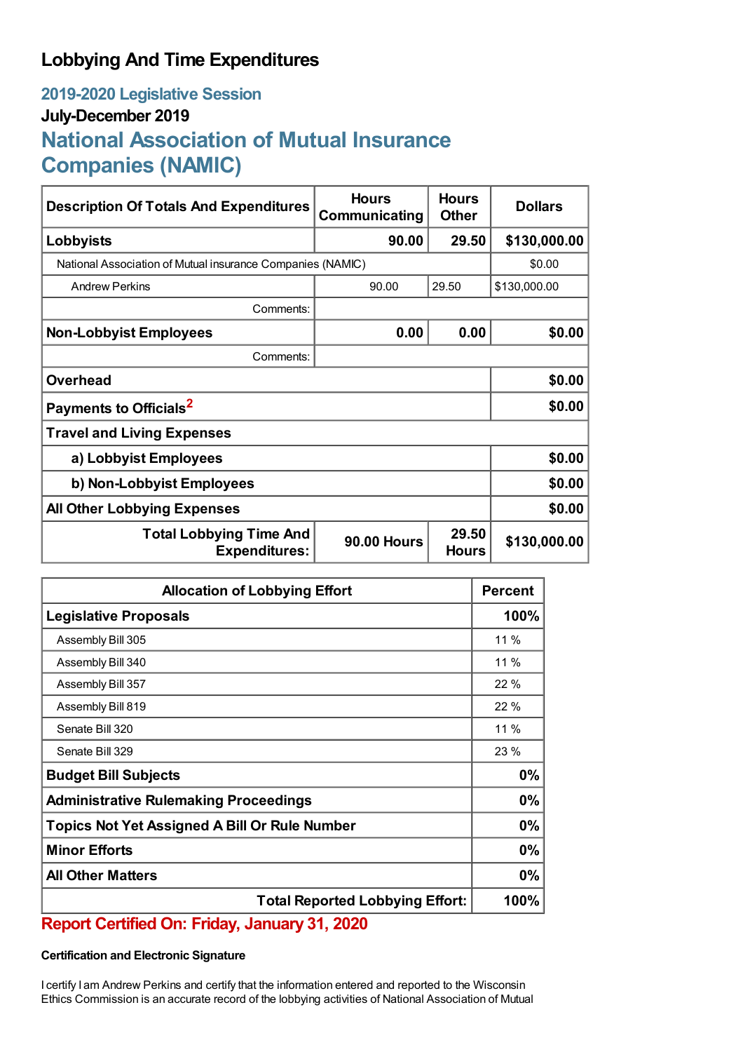# Lobbying And Time Expenditures

## 2019-2020 Legislative Session

### July-December 2019

## National Association of Mutual Insurance Companies (NAMIC)

| Description Of Totals And Expenditures | Hours Communicating | Hours Other | Dollars |
|---|---|---|---|
| **Lobbyists** | **90.00** | **29.50** | **$130,000.00** |
| National Association of Mutual insurance Companies (NAMIC) | | | $0.00 |
| Andrew Perkins | 90.00 | 29.50 | $130,000.00 |
| Comments: | | | |
| **Non-Lobbyist Employees** | **0.00** | **0.00** | **$0.00** |
| Comments: | | | |
| **Overhead** | | | **$0.00** |
| **Payments to Officials**[2] | | | **$0.00** |
| **Travel and Living Expenses** | | | |
| **a) Lobbyist Employees** | | | **$0.00** |
| **b) Non-Lobbyist Employees** | | | **$0.00** |
| **All Other Lobbying Expenses** | | | **$0.00** |
| **Total Lobbying Time And Expenditures:** | **90.00 Hours** | **29.50 Hours** | **$130,000.00** |

| Allocation of Lobbying Effort | Percent |
|---|---|
| **Legislative Proposals** | **100%** |
| Assembly Bill 305 | 11 % |
| Assembly Bill 340 | 11 % |
| Assembly Bill 357 | 22 % |
| Assembly Bill 819 | 22 % |
| Senate Bill 320 | 11 % |
| Senate Bill 329 | 23 % |
| **Budget Bill Subjects** | **0%** |
| **Administrative Rulemaking Proceedings** | **0%** |
| **Topics Not Yet Assigned A Bill Or Rule Number** | **0%** |
| **Minor Efforts** | **0%** |
| **All Other Matters** | **0%** |
| **Total Reported Lobbying Effort:** | **100%** |

**Report Certified On: Friday, January 31, 2020**

**Certification and Electronic Signature**

I certify I am Andrew Perkins and certify that the information entered and reported to the Wisconsin Ethics Commission is an accurate record of the lobbying activities of National Association of Mutual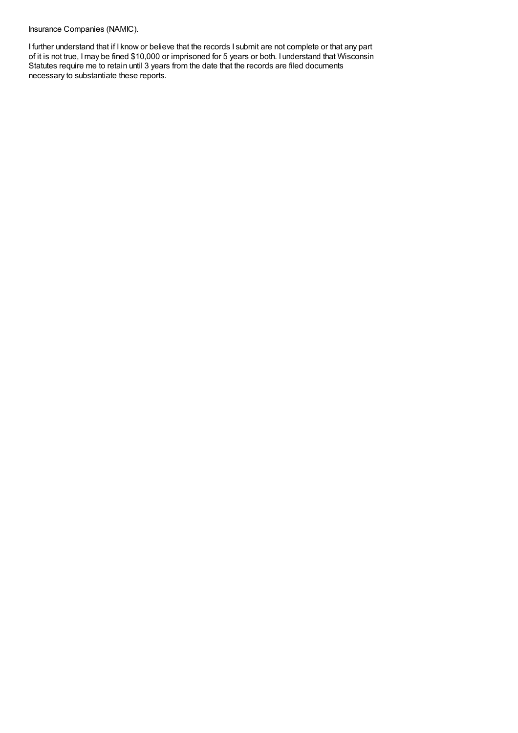Insurance Companies (NAMIC).

I further understand that if I know or believe that the records I submit are not complete or that any part of it is not true, I may be fined $10,000 or imprisoned for 5 years or both. I understand that Wisconsin Statutes require me to retain until 3 years from the date that the records are filed documents necessary to substantiate these reports.